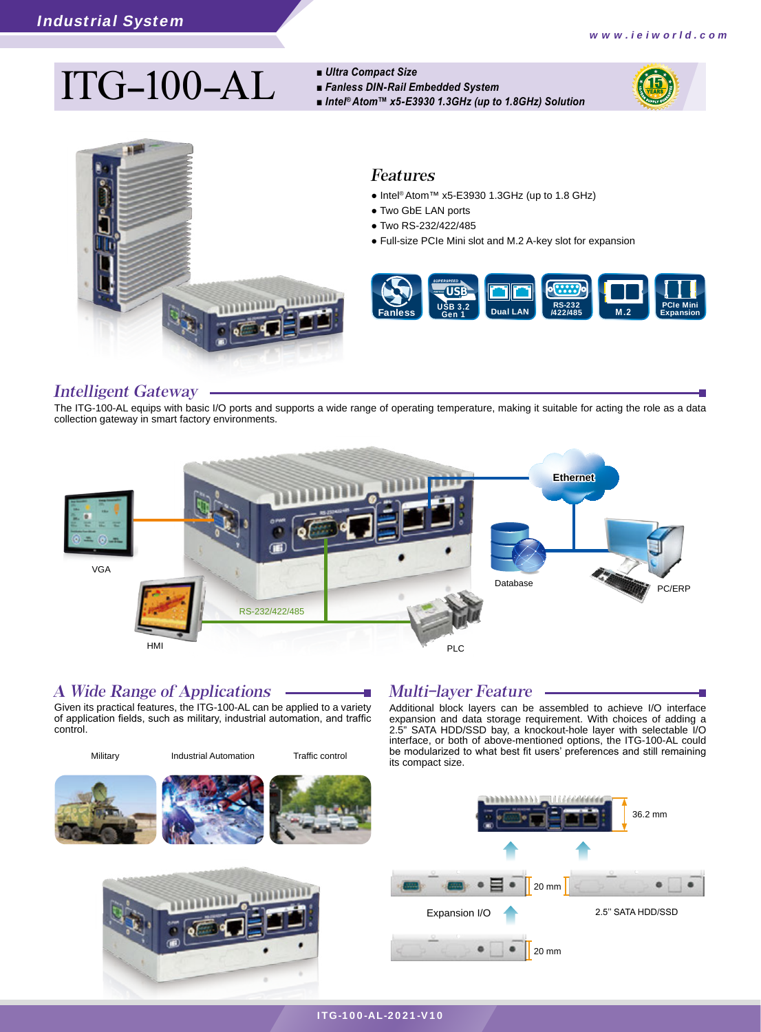# ITG-100-AL

- Ultra Compact Size
- Fanless DIN-Rail Embedded System
- Intel® Atom™ x5-E3930 1.3GHz (up to 1.8GHz) Solution

## Features

- Intel® Atom™ x5-E3930 1.3GHz (up to 1.8 GHz)
- Two GbE LAN ports
- Two RS-232/422/485
- Full-size PCIe Mini slot and M.2 A-key slot for expansion

Fanless | USB 3.2 Gen 1 | Dual LAN | RS-232 /422/485 | M.2 | PCIe Mini Expansion

## Intelligent Gateway

The ITG-100-AL equips with basic I/O ports and supports a wide range of operating temperature, making it suitable for acting the role as a data collection gateway in smart factory environments.

VGA | Ethernet | Database | PC/ERP | RS-232/422/485 | HMI | PLC

## A Wide Range of Applications

Given its practical features, the ITG-100-AL can be applied to a variety of application fields, such as military, industrial automation, and traffic control.

Military | Industrial Automation | Traffic control

## Multi-layer Feature

Additional block layers can be assembled to achieve I/O interface expansion and data storage requirement. With choices of adding a 2.5" SATA HDD/SSD bay, a knockout-hole layer with selectable I/O interface, or both of above-mentioned options, the ITG-100-AL could be modularized to what best fit users' preferences and still remaining its compact size.

36.2 mm | 20 mm | 20 mm | Expansion I/O | 2.5'' SATA HDD/SSD | 20 mm

ITG-100-AL-2021-V10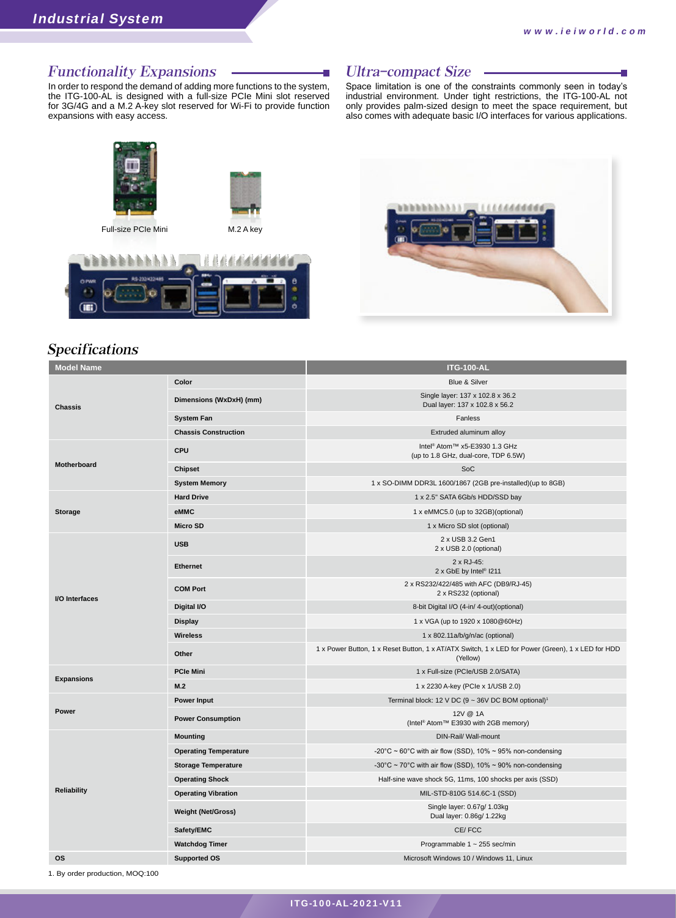## Functionality Expansions

In order to respond the demand of adding more functions to the system, the ITG-100-AL is designed with a full-size PCIe Mini slot reserved for 3G/4G and a M.2 A-key slot reserved for Wi-Fi to provide function expansions with easy access.

Full-size PCIe Mini

M.2 A key

## Ultra-compact Size

Space limitation is one of the constraints commonly seen in today's industrial environment. Under tight restrictions, the ITG-100-AL not only provides palm-sized design to meet the space requirement, but also comes with adequate basic I/O interfaces for various applications.

## Specifications

| Model Name | | ITG-100-AL |
|---|---|---|
| Chassis | Color | Blue & Silver |
| | Dimensions (WxDxH) (mm) | Single layer: 137 x 102.8 x 36.2<br>Dual layer: 137 x 102.8 x 56.2 |
| | System Fan | Fanless |
| | Chassis Construction | Extruded aluminum alloy |
| Motherboard | CPU | Intel® Atom™ x5-E3930 1.3 GHz<br>(up to 1.8 GHz, dual-core, TDP 6.5W) |
| | Chipset | SoC |
| | System Memory | 1 x SO-DIMM DDR3L 1600/1867 (2GB pre-installed)(up to 8GB) |
| Storage | Hard Drive | 1 x 2.5" SATA 6Gb/s HDD/SSD bay |
| | eMMC | 1 x eMMC5.0 (up to 32GB)(optional) |
| | Micro SD | 1 x Micro SD slot (optional) |
| I/O Interfaces | USB | 2 x USB 3.2 Gen1<br>2 x USB 2.0 (optional) |
| | Ethernet | 2 x RJ-45:<br>2 x GbE by Intel® I211 |
| | COM Port | 2 x RS232/422/485 with AFC (DB9/RJ-45)<br>2 x RS232 (optional) |
| | Digital I/O | 8-bit Digital I/O (4-in/ 4-out)(optional) |
| | Display | 1 x VGA (up to 1920 x 1080@60Hz) |
| | Wireless | 1 x 802.11a/b/g/n/ac (optional) |
| | Other | 1 x Power Button, 1 x Reset Button, 1 x AT/ATX Switch, 1 x LED for Power (Green), 1 x LED for HDD (Yellow) |
| Expansions | PCIe Mini | 1 x Full-size (PCIe/USB 2.0/SATA) |
| | M.2 | 1 x 2230 A-key (PCIe x 1/USB 2.0) |
| Power | Power Input | Terminal block: 12 V DC (9 ~ 36V DC BOM optional)[1] |
| | Power Consumption | 12V @ 1A<br>(Intel® Atom™ E3930 with 2GB memory) |
| Reliability | Mounting | DIN-Rail/ Wall-mount |
| | Operating Temperature | -20°C ~ 60°C with air flow (SSD), 10% ~ 95% non-condensing |
| | Storage Temperature | -30°C ~ 70°C with air flow (SSD), 10% ~ 90% non-condensing |
| | Operating Shock | Half-sine wave shock 5G, 11ms, 100 shocks per axis (SSD) |
| | Operating Vibration | MIL-STD-810G 514.6C-1 (SSD) |
| | Weight (Net/Gross) | Single layer: 0.67g/ 1.03kg<br>Dual layer: 0.86g/ 1.22kg |
| | Safety/EMC | CE/ FCC |
| | Watchdog Timer | Programmable 1 ~ 255 sec/min |
| OS | Supported OS | Microsoft Windows 10 / Windows 11, Linux |

1. By order production, MOQ:100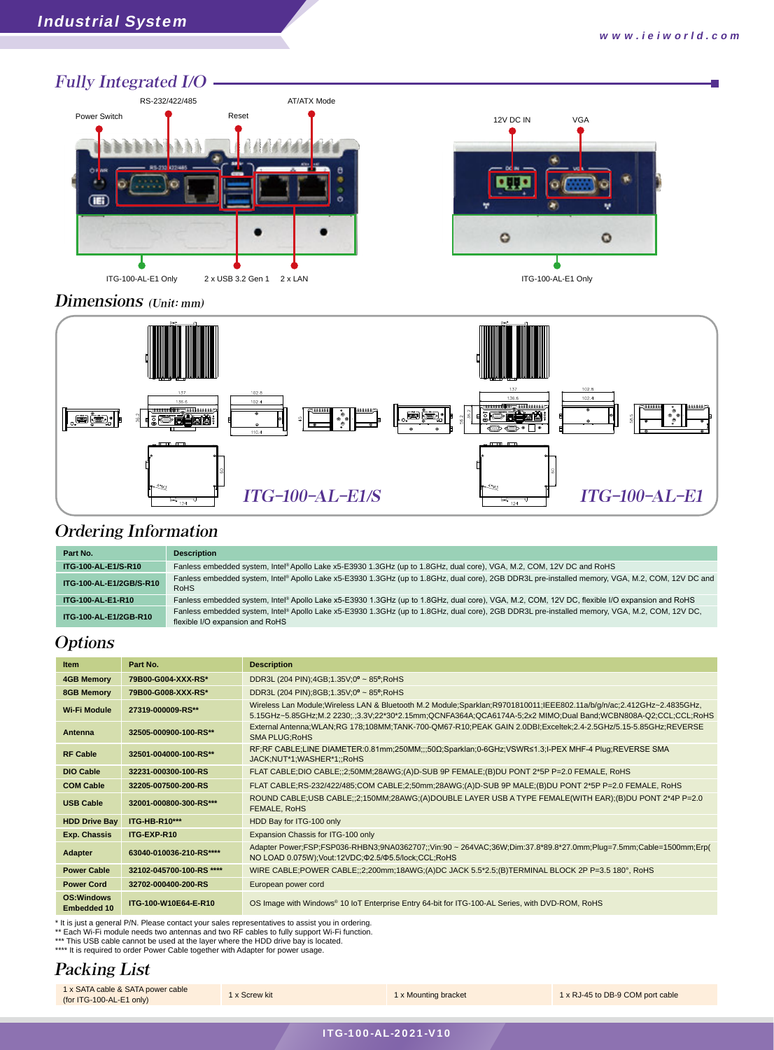## Fully Integrated I/O

RS-232/422/485

AT/ATX Mode

Power Switch

Reset

12V DC IN

VGA

ITG-100-AL-E1 Only

2 x USB 3.2 Gen 1

2 x LAN

ITG-100-AL-E1 Only

## Dimensions *(Unit: mm)*

ITG-100-AL-E1/S

ITG-100-AL-E1

## Ordering Information

| Part No. | Description |
|---|---|
| ITG-100-AL-E1/S-R10 | Fanless embedded system, Intel® Apollo Lake x5-E3930 1.3GHz (up to 1.8GHz, dual core), VGA, M.2, COM, 12V DC and RoHS |
| ITG-100-AL-E1/2GB/S-R10 | Fanless embedded system, Intel® Apollo Lake x5-E3930 1.3GHz (up to 1.8GHz, dual core), 2GB DDR3L pre-installed memory, VGA, M.2, COM, 12V DC and RoHS |
| ITG-100-AL-E1-R10 | Fanless embedded system, Intel® Apollo Lake x5-E3930 1.3GHz (up to 1.8GHz, dual core), VGA, M.2, COM, 12V DC, flexible I/O expansion and RoHS |
| ITG-100-AL-E1/2GB-R10 | Fanless embedded system, Intel® Apollo Lake x5-E3930 1.3GHz (up to 1.8GHz, dual core), 2GB DDR3L pre-installed memory, VGA, M.2, COM, 12V DC, flexible I/O expansion and RoHS |

## Options

| Item | Part No. | Description |
|---|---|---|
| 4GB Memory | 79B00-G004-XXX-RS* | DDR3L (204 PIN);4GB;1.35V;0º ~ 85º;RoHS |
| 8GB Memory | 79B00-G008-XXX-RS* | DDR3L (204 PIN);8GB;1.35V;0º ~ 85º;RoHS |
| Wi-Fi Module | 27319-000009-RS** | Wireless Lan Module;Wireless LAN & Bluetooth M.2 Module;Sparklan;R9701810011;IEEE802.11a/b/g/n/ac;2.412GHz~2.4835GHz, 5.15GHz~5.85GHz;M.2 2230;;3.3V;22*30*2.15mm;QCNFA364A;QCA6174A-5;2x2 MIMO;Dual Band;WCBN808A-Q2;CCL;CCL;RoHS |
| Antenna | 32505-000900-100-RS** | External Antenna;WLAN;RG 178;108MM;TANK-700-QM67-R10;PEAK GAIN 2.0DBI;Exceltek;2.4-2.5GHz/5.15-5.85GHz;REVERSE SMA PLUG;RoHS |
| RF Cable | 32501-004000-100-RS** | RF;RF CABLE;LINE DIAMETER:0.81mm;250MM;;;50Ω;Sparklan;0-6GHz;VSWR≤1.3;I-PEX MHF-4 Plug;REVERSE SMA JACK;NUT*1;WASHER*1;;RoHS |
| DIO Cable | 32231-000300-100-RS | FLAT CABLE;DIO CABLE;;2;50MM;28AWG;(A)D-SUB 9P FEMALE;(B)DU PONT 2*5P P=2.0 FEMALE, RoHS |
| COM Cable | 32205-007500-200-RS | FLAT CABLE;RS-232/422/485;COM CABLE;2;50mm;28AWG;(A)D-SUB 9P MALE;(B)DU PONT 2*5P P=2.0 FEMALE, RoHS |
| USB Cable | 32001-000800-300-RS*** | ROUND CABLE;USB CABLE;;2;150MM;28AWG;(A)DOUBLE LAYER USB A TYPE FEMALE(WITH EAR);(B)DU PONT 2*4P P=2.0 FEMALE, RoHS |
| HDD Drive Bay | ITG-HB-R10*** | HDD Bay for ITG-100 only |
| Exp. Chassis | ITG-EXP-R10 | Expansion Chassis for ITG-100 only |
| Adapter | 63040-010036-210-RS**** | Adapter Power;FSP;FSP036-RHBN3;9NA0362707;;Vin:90 ~ 264VAC;36W;Dim:37.8*89.8*27.0mm;Plug=7.5mm;Cable=1500mm;Erp( NO LOAD 0.075W);Vout:12VDC;Φ2.5/Φ5.5/lock;CCL;RoHS |
| Power Cable | 32102-045700-100-RS **** | WIRE CABLE;POWER CABLE;;2;200mm;18AWG;(A)DC JACK 5.5*2.5;(B)TERMINAL BLOCK 2P P=3.5 180°, RoHS |
| Power Cord | 32702-000400-200-RS | European power cord |
| OS:Windows Embedded 10 | ITG-100-W10E64-E-R10 | OS Image with Windows® 10 IoT Enterprise Entry 64-bit for ITG-100-AL Series, with DVD-ROM, RoHS |

\* It is just a general P/N. Please contact your sales representatives to assist you in ordering.
** Each Wi-Fi module needs two antennas and two RF cables to fully support Wi-Fi function.
*** This USB cable cannot be used at the layer where the HDD drive bay is located.
**** It is required to order Power Cable together with Adapter for power usage.

## Packing List

| | | | |
|---|---|---|---|
| 1 x SATA cable & SATA power cable (for ITG-100-AL-E1 only) | 1 x Screw kit | 1 x Mounting bracket | 1 x RJ-45 to DB-9 COM port cable |